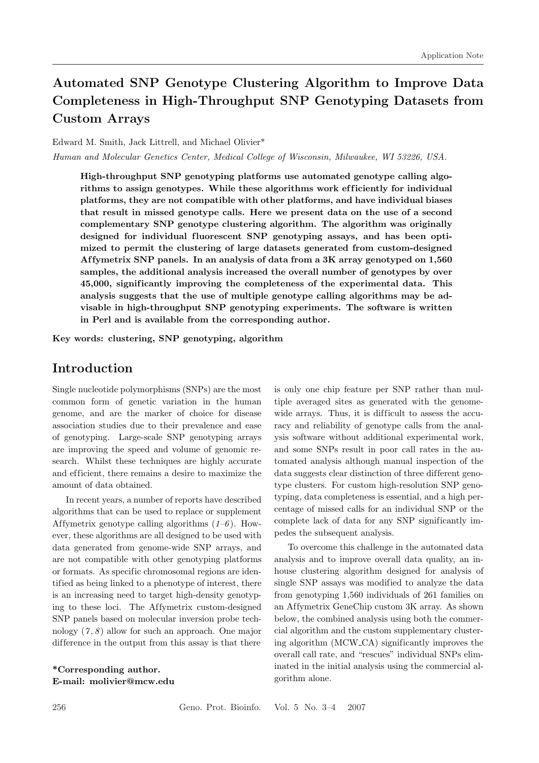# Automated SNP Genotype Clustering Algorithm to Improve Data Completeness in High-Throughput SNP Genotyping Datasets from Custom Arrays

Edward M. Smith, Jack Littrell, and Michael Olivier*

*Human and Molecular Genetics Center, Medical College of Wisconsin, Milwaukee, WI 53226, USA.*

**High-throughput SNP genotyping platforms use automated genotype calling algorithms to assign genotypes. While these algorithms work efficiently for individual platforms, they are not compatible with other platforms, and have individual biases that result in missed genotype calls. Here we present data on the use of a second complementary SNP genotype clustering algorithm. The algorithm was originally designed for individual fluorescent SNP genotyping assays, and has been optimized to permit the clustering of large datasets generated from custom-designed Affymetrix SNP panels. In an analysis of data from a 3K array genotyped on 1,560 samples, the additional analysis increased the overall number of genotypes by over 45,000, significantly improving the completeness of the experimental data. This analysis suggests that the use of multiple genotype calling algorithms may be advisable in high-throughput SNP genotyping experiments. The software is written in Perl and is available from the corresponding author.**

**Key words: clustering, SNP genotyping, algorithm**

## Introduction

Single nucleotide polymorphisms (SNPs) are the most common form of genetic variation in the human genome, and are the marker of choice for disease association studies due to their prevalence and ease of genotyping. Large-scale SNP genotyping arrays are improving the speed and volume of genomic research. Whilst these techniques are highly accurate and efficient, there remains a desire to maximize the amount of data obtained.

In recent years, a number of reports have described algorithms that can be used to replace or supplement Affymetrix genotype calling algorithms (*1–6*). However, these algorithms are all designed to be used with data generated from genome-wide SNP arrays, and are not compatible with other genotyping platforms or formats. As specific chromosomal regions are identified as being linked to a phenotype of interest, there is an increasing need to target high-density genotyping to these loci. The Affymetrix custom-designed SNP panels based on molecular inversion probe technology (*7*, *8*) allow for such an approach. One major difference in the output from this assay is that there is only one chip feature per SNP rather than multiple averaged sites as generated with the genome-wide arrays. Thus, it is difficult to assess the accuracy and reliability of genotype calls from the analysis software without additional experimental work, and some SNPs result in poor call rates in the automated analysis although manual inspection of the data suggests clear distinction of three different genotype clusters. For custom high-resolution SNP genotyping, data completeness is essential, and a high percentage of missed calls for an individual SNP or the complete lack of data for any SNP significantly impedes the subsequent analysis.

To overcome this challenge in the automated data analysis and to improve overall data quality, an in-house clustering algorithm designed for analysis of single SNP assays was modified to analyze the data from genotyping 1,560 individuals of 261 families on an Affymetrix GeneChip custom 3K array. As shown below, the combined analysis using both the commercial algorithm and the custom supplementary clustering algorithm (MCW_CA) significantly improves the overall call rate, and "rescues" individual SNPs eliminated in the initial analysis using the commercial algorithm alone.

**\*Corresponding author.**
**E-mail: molivier@mcw.edu**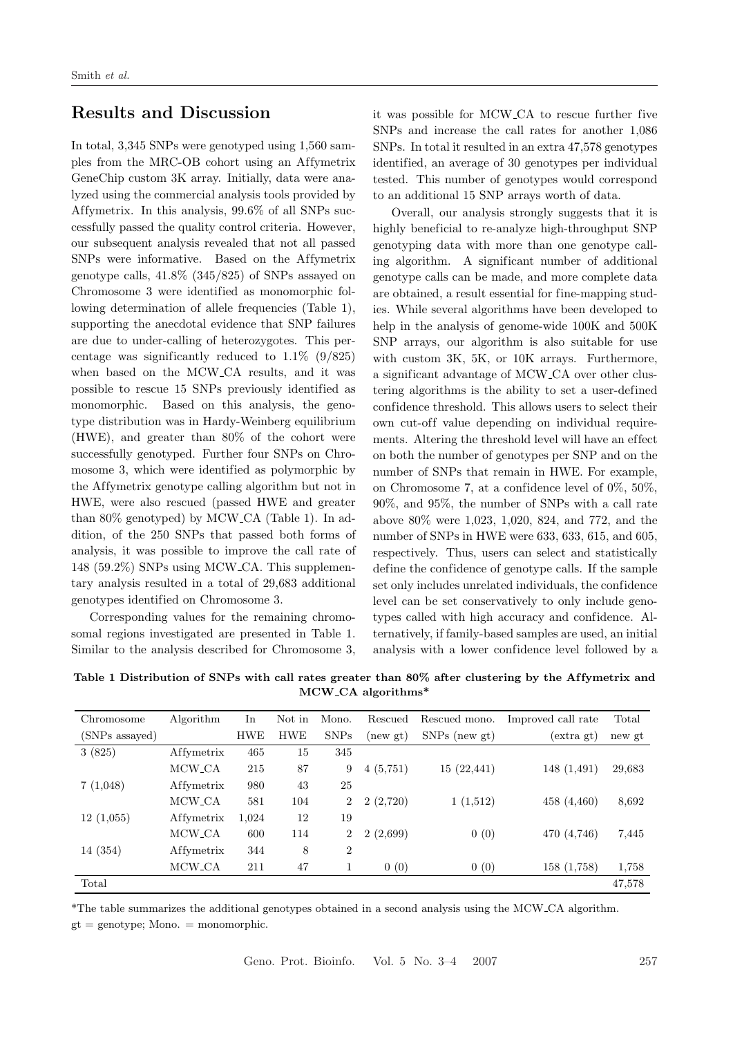## Results and Discussion

In total, 3,345 SNPs were genotyped using 1,560 samples from the MRC-OB cohort using an Affymetrix GeneChip custom 3K array. Initially, data were analyzed using the commercial analysis tools provided by Affymetrix. In this analysis, 99.6% of all SNPs successfully passed the quality control criteria. However, our subsequent analysis revealed that not all passed SNPs were informative. Based on the Affymetrix genotype calls, 41.8% (345/825) of SNPs assayed on Chromosome 3 were identified as monomorphic following determination of allele frequencies (Table 1), supporting the anecdotal evidence that SNP failures are due to under-calling of heterozygotes. This percentage was significantly reduced to 1.1% (9/825) when based on the MCW_CA results, and it was possible to rescue 15 SNPs previously identified as monomorphic. Based on this analysis, the genotype distribution was in Hardy-Weinberg equilibrium (HWE), and greater than 80% of the cohort were successfully genotyped. Further four SNPs on Chromosome 3, which were identified as polymorphic by the Affymetrix genotype calling algorithm but not in HWE, were also rescued (passed HWE and greater than 80% genotyped) by MCW_CA (Table 1). In addition, of the 250 SNPs that passed both forms of analysis, it was possible to improve the call rate of 148 (59.2%) SNPs using MCW_CA. This supplementary analysis resulted in a total of 29,683 additional genotypes identified on Chromosome 3.

Corresponding values for the remaining chromosomal regions investigated are presented in Table 1. Similar to the analysis described for Chromosome 3, it was possible for MCW_CA to rescue further five SNPs and increase the call rates for another 1,086 SNPs. In total it resulted in an extra 47,578 genotypes identified, an average of 30 genotypes per individual tested. This number of genotypes would correspond to an additional 15 SNP arrays worth of data.

Overall, our analysis strongly suggests that it is highly beneficial to re-analyze high-throughput SNP genotyping data with more than one genotype calling algorithm. A significant number of additional genotype calls can be made, and more complete data are obtained, a result essential for fine-mapping studies. While several algorithms have been developed to help in the analysis of genome-wide 100K and 500K SNP arrays, our algorithm is also suitable for use with custom 3K, 5K, or 10K arrays. Furthermore, a significant advantage of MCW_CA over other clustering algorithms is the ability to set a user-defined confidence threshold. This allows users to select their own cut-off value depending on individual requirements. Altering the threshold level will have an effect on both the number of genotypes per SNP and on the number of SNPs that remain in HWE. For example, on Chromosome 7, at a confidence level of 0%, 50%, 90%, and 95%, the number of SNPs with a call rate above 80% were 1,023, 1,020, 824, and 772, and the number of SNPs in HWE were 633, 633, 615, and 605, respectively. Thus, users can select and statistically define the confidence of genotype calls. If the sample set only includes unrelated individuals, the confidence level can be set conservatively to only include genotypes called with high accuracy and confidence. Alternatively, if family-based samples are used, an initial analysis with a lower confidence level followed by a

**Table 1 Distribution of SNPs with call rates greater than 80% after clustering by the Affymetrix and MCW_CA algorithms***

| Chromosome (SNPs assayed) | Algorithm | In HWE | Not in HWE | Mono. SNPs | Rescued (new gt) | Rescued mono. SNPs (new gt) | Improved call rate (extra gt) | Total new gt |
|---|---|---|---|---|---|---|---|---|
| 3 (825) | Affymetrix | 465 | 15 | 345 | | | | |
| | MCW_CA | 215 | 87 | 9 | 4 (5,751) | 15 (22,441) | 148 (1,491) | 29,683 |
| 7 (1,048) | Affymetrix | 980 | 43 | 25 | | | | |
| | MCW_CA | 581 | 104 | 2 | 2 (2,720) | 1 (1,512) | 458 (4,460) | 8,692 |
| 12 (1,055) | Affymetrix | 1,024 | 12 | 19 | | | | |
| | MCW_CA | 600 | 114 | 2 | 2 (2,699) | 0 (0) | 470 (4,746) | 7,445 |
| 14 (354) | Affymetrix | 344 | 8 | 2 | | | | |
| | MCW_CA | 211 | 47 | 1 | 0 (0) | 0 (0) | 158 (1,758) | 1,758 |
| Total | | | | | | | | 47,578 |

*The table summarizes the additional genotypes obtained in a second analysis using the MCW_CA algorithm.
gt = genotype; Mono. = monomorphic.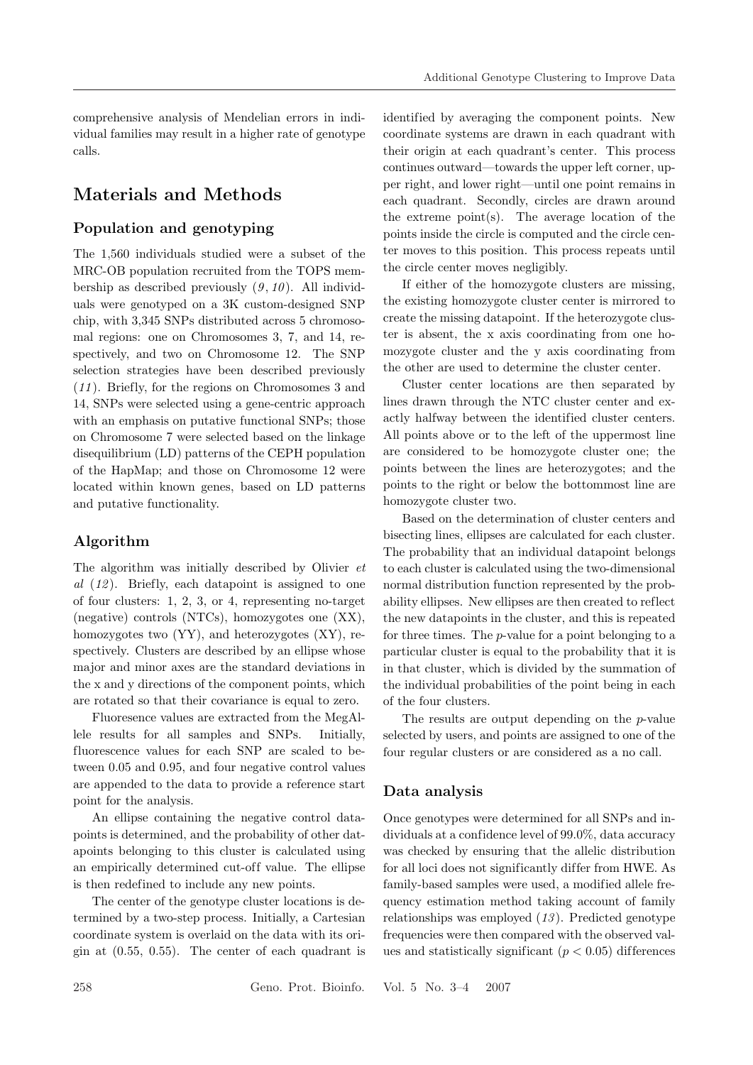comprehensive analysis of Mendelian errors in individual families may result in a higher rate of genotype calls.

## Materials and Methods

### Population and genotyping

The 1,560 individuals studied were a subset of the MRC-OB population recruited from the TOPS membership as described previously (*9*, *10*). All individuals were genotyped on a 3K custom-designed SNP chip, with 3,345 SNPs distributed across 5 chromosomal regions: one on Chromosomes 3, 7, and 14, respectively, and two on Chromosome 12. The SNP selection strategies have been described previously (*11*). Briefly, for the regions on Chromosomes 3 and 14, SNPs were selected using a gene-centric approach with an emphasis on putative functional SNPs; those on Chromosome 7 were selected based on the linkage disequilibrium (LD) patterns of the CEPH population of the HapMap; and those on Chromosome 12 were located within known genes, based on LD patterns and putative functionality.

### Algorithm

The algorithm was initially described by Olivier *et al* (*12*). Briefly, each datapoint is assigned to one of four clusters: 1, 2, 3, or 4, representing no-target (negative) controls (NTCs), homozygotes one (XX), homozygotes two (YY), and heterozygotes (XY), respectively. Clusters are described by an ellipse whose major and minor axes are the standard deviations in the x and y directions of the component points, which are rotated so that their covariance is equal to zero.

Fluoresence values are extracted from the MegAllele results for all samples and SNPs. Initially, fluorescence values for each SNP are scaled to between 0.05 and 0.95, and four negative control values are appended to the data to provide a reference start point for the analysis.

An ellipse containing the negative control datapoints is determined, and the probability of other datapoints belonging to this cluster is calculated using an empirically determined cut-off value. The ellipse is then redefined to include any new points.

The center of the genotype cluster locations is determined by a two-step process. Initially, a Cartesian coordinate system is overlaid on the data with its origin at (0.55, 0.55). The center of each quadrant is identified by averaging the component points. New coordinate systems are drawn in each quadrant with their origin at each quadrant's center. This process continues outward—towards the upper left corner, upper right, and lower right—until one point remains in each quadrant. Secondly, circles are drawn around the extreme point(s). The average location of the points inside the circle is computed and the circle center moves to this position. This process repeats until the circle center moves negligibly.

If either of the homozygote clusters are missing, the existing homozygote cluster center is mirrored to create the missing datapoint. If the heterozygote cluster is absent, the x axis coordinating from one homozygote cluster and the y axis coordinating from the other are used to determine the cluster center.

Cluster center locations are then separated by lines drawn through the NTC cluster center and exactly halfway between the identified cluster centers. All points above or to the left of the uppermost line are considered to be homozygote cluster one; the points between the lines are heterozygotes; and the points to the right or below the bottommost line are homozygote cluster two.

Based on the determination of cluster centers and bisecting lines, ellipses are calculated for each cluster. The probability that an individual datapoint belongs to each cluster is calculated using the two-dimensional normal distribution function represented by the probability ellipses. New ellipses are then created to reflect the new datapoints in the cluster, and this is repeated for three times. The $p$-value for a point belonging to a particular cluster is equal to the probability that it is in that cluster, which is divided by the summation of the individual probabilities of the point being in each of the four clusters.

The results are output depending on the $p$-value selected by users, and points are assigned to one of the four regular clusters or are considered as a no call.

### Data analysis

Once genotypes were determined for all SNPs and individuals at a confidence level of 99.0%, data accuracy was checked by ensuring that the allelic distribution for all loci does not significantly differ from HWE. As family-based samples were used, a modified allele frequency estimation method taking account of family relationships was employed (*13*). Predicted genotype frequencies were then compared with the observed values and statistically significant ($p < 0.05$) differences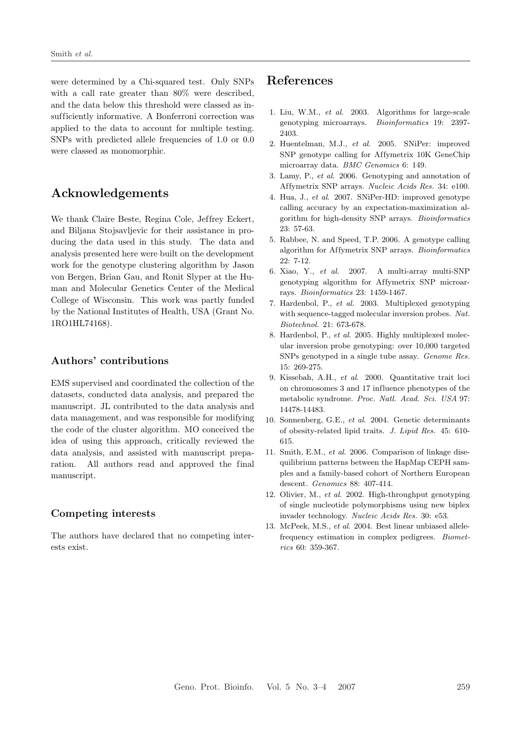were determined by a Chi-squared test. Only SNPs with a call rate greater than 80% were described, and the data below this threshold were classed as insufficiently informative. A Bonferroni correction was applied to the data to account for multiple testing. SNPs with predicted allele frequencies of 1.0 or 0.0 were classed as monomorphic.

## Acknowledgements

We thank Claire Beste, Regina Cole, Jeffrey Eckert, and Biljana Stojsavljevic for their assistance in producing the data used in this study. The data and analysis presented here were built on the development work for the genotype clustering algorithm by Jason von Bergen, Brian Gau, and Ronit Slyper at the Human and Molecular Genetics Center of the Medical College of Wisconsin. This work was partly funded by the National Institutes of Health, USA (Grant No. 1RO1HL74168).

### Authors' contributions

EMS supervised and coordinated the collection of the datasets, conducted data analysis, and prepared the manuscript. JL contributed to the data analysis and data management, and was responsible for modifying the code of the cluster algorithm. MO conceived the idea of using this approach, critically reviewed the data analysis, and assisted with manuscript preparation. All authors read and approved the final manuscript.

### Competing interests

The authors have declared that no competing interests exist.

## References

1. Liu, W.M., *et al.* 2003. Algorithms for large-scale genotyping microarrays. *Bioinformatics* 19: 2397-2403.
2. Huentelman, M.J., *et al.* 2005. SNiPer: improved SNP genotype calling for Affymetrix 10K GeneChip microarray data. *BMC Genomics* 6: 149.
3. Lamy, P., *et al.* 2006. Genotyping and annotation of Affymetrix SNP arrays. *Nucleic Acids Res.* 34: e100.
4. Hua, J., *et al.* 2007. SNiPer-HD: improved genotype calling accuracy by an expectation-maximization algorithm for high-density SNP arrays. *Bioinformatics* 23: 57-63.
5. Rabbee, N. and Speed, T.P. 2006. A genotype calling algorithm for Affymetrix SNP arrays. *Bioinformatics* 22: 7-12.
6. Xiao, Y., *et al.* 2007. A multi-array multi-SNP genotyping algorithm for Affymetrix SNP microarrays. *Bioinformatics* 23: 1459-1467.
7. Hardenbol, P., *et al.* 2003. Multiplexed genotyping with sequence-tagged molecular inversion probes. *Nat. Biotechnol.* 21: 673-678.
8. Hardenbol, P., *et al.* 2005. Highly multiplexed molecular inversion probe genotyping: over 10,000 targeted SNPs genotyped in a single tube assay. *Genome Res.* 15: 269-275.
9. Kissebah, A.H., *et al.* 2000. Quantitative trait loci on chromosomes 3 and 17 influence phenotypes of the metabolic syndrome. *Proc. Natl. Acad. Sci. USA* 97: 14478-14483.
10. Sonnenberg, G.E., *et al.* 2004. Genetic determinants of obesity-related lipid traits. *J. Lipid Res.* 45: 610-615.
11. Smith, E.M., *et al.* 2006. Comparison of linkage disequilibrium patterns between the HapMap CEPH samples and a family-based cohort of Northern European descent. *Genomics* 88: 407-414.
12. Olivier, M., *et al.* 2002. High-throughput genotyping of single nucleotide polymorphisms using new biplex invader technology. *Nucleic Acids Res.* 30: e53.
13. McPeek, M.S., *et al.* 2004. Best linear unbiased allele-frequency estimation in complex pedigrees. *Biometrics* 60: 359-367.